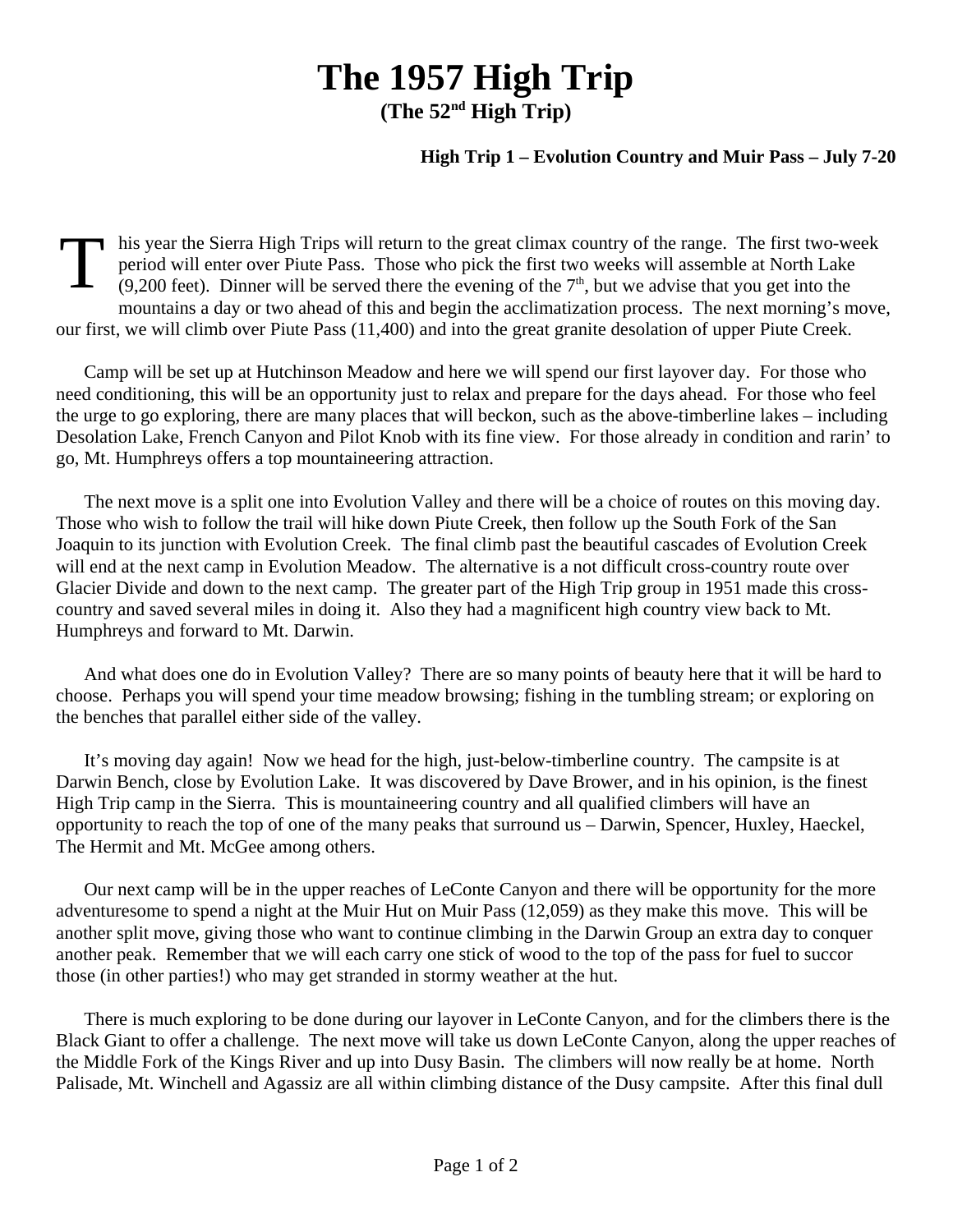# The 1957 High Trip

## (The 52nd High Trip)

**High Trip 1 – Evolution Country and Muir Pass – July 7-20**

This year the Sierra High Trips will return to the great climax country of the range. The first two-week period will enter over Piute Pass. Those who pick the first two weeks will assemble at North Lake (9,200 feet). Dinner will be served there the evening of the 7th, but we advise that you get into the mountains a day or two ahead of this and begin the acclimatization process. The next morning's move, our first, we will climb over Piute Pass (11,400) and into the great granite desolation of upper Piute Creek.

Camp will be set up at Hutchinson Meadow and here we will spend our first layover day. For those who need conditioning, this will be an opportunity just to relax and prepare for the days ahead. For those who feel the urge to go exploring, there are many places that will beckon, such as the above-timberline lakes – including Desolation Lake, French Canyon and Pilot Knob with its fine view. For those already in condition and rarin' to go, Mt. Humphreys offers a top mountaineering attraction.

The next move is a split one into Evolution Valley and there will be a choice of routes on this moving day. Those who wish to follow the trail will hike down Piute Creek, then follow up the South Fork of the San Joaquin to its junction with Evolution Creek. The final climb past the beautiful cascades of Evolution Creek will end at the next camp in Evolution Meadow. The alternative is a not difficult cross-country route over Glacier Divide and down to the next camp. The greater part of the High Trip group in 1951 made this cross-country and saved several miles in doing it. Also they had a magnificent high country view back to Mt. Humphreys and forward to Mt. Darwin.

And what does one do in Evolution Valley? There are so many points of beauty here that it will be hard to choose. Perhaps you will spend your time meadow browsing; fishing in the tumbling stream; or exploring on the benches that parallel either side of the valley.

It's moving day again! Now we head for the high, just-below-timberline country. The campsite is at Darwin Bench, close by Evolution Lake. It was discovered by Dave Brower, and in his opinion, is the finest High Trip camp in the Sierra. This is mountaineering country and all qualified climbers will have an opportunity to reach the top of one of the many peaks that surround us – Darwin, Spencer, Huxley, Haeckel, The Hermit and Mt. McGee among others.

Our next camp will be in the upper reaches of LeConte Canyon and there will be opportunity for the more adventuresome to spend a night at the Muir Hut on Muir Pass (12,059) as they make this move. This will be another split move, giving those who want to continue climbing in the Darwin Group an extra day to conquer another peak. Remember that we will each carry one stick of wood to the top of the pass for fuel to succor those (in other parties!) who may get stranded in stormy weather at the hut.

There is much exploring to be done during our layover in LeConte Canyon, and for the climbers there is the Black Giant to offer a challenge. The next move will take us down LeConte Canyon, along the upper reaches of the Middle Fork of the Kings River and up into Dusy Basin. The climbers will now really be at home. North Palisade, Mt. Winchell and Agassiz are all within climbing distance of the Dusy campsite. After this final dull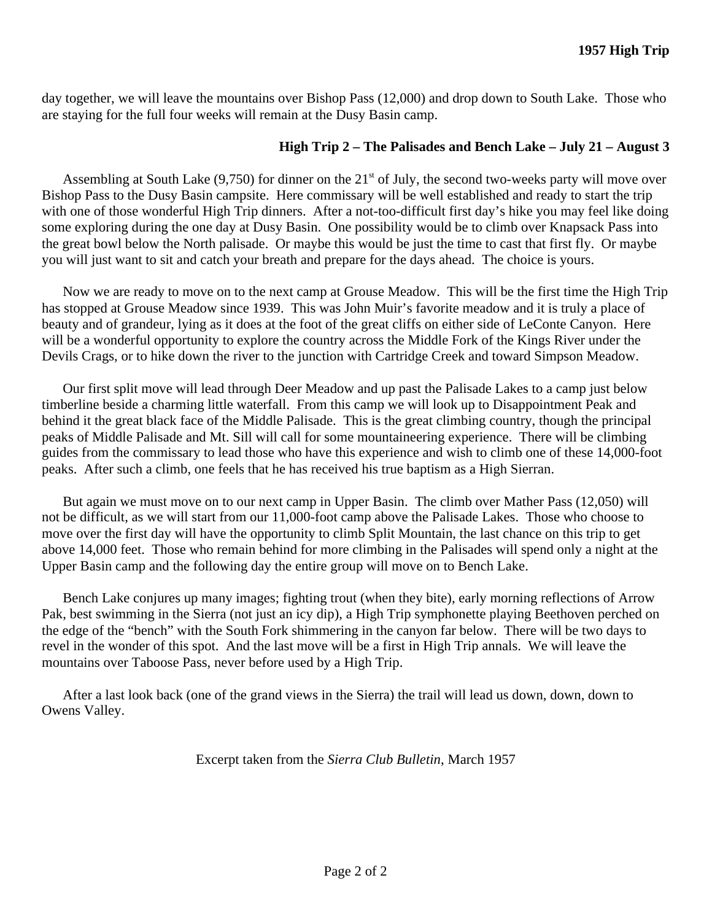day together, we will leave the mountains over Bishop Pass (12,000) and drop down to South Lake. Those who are staying for the full four weeks will remain at the Dusy Basin camp.

**High Trip 2 – The Palisades and Bench Lake – July 21 – August 3**

Assembling at South Lake (9,750) for dinner on the 21st of July, the second two-weeks party will move over Bishop Pass to the Dusy Basin campsite. Here commissary will be well established and ready to start the trip with one of those wonderful High Trip dinners. After a not-too-difficult first day's hike you may feel like doing some exploring during the one day at Dusy Basin. One possibility would be to climb over Knapsack Pass into the great bowl below the North palisade. Or maybe this would be just the time to cast that first fly. Or maybe you will just want to sit and catch your breath and prepare for the days ahead. The choice is yours.

Now we are ready to move on to the next camp at Grouse Meadow. This will be the first time the High Trip has stopped at Grouse Meadow since 1939. This was John Muir's favorite meadow and it is truly a place of beauty and of grandeur, lying as it does at the foot of the great cliffs on either side of LeConte Canyon. Here will be a wonderful opportunity to explore the country across the Middle Fork of the Kings River under the Devils Crags, or to hike down the river to the junction with Cartridge Creek and toward Simpson Meadow.

Our first split move will lead through Deer Meadow and up past the Palisade Lakes to a camp just below timberline beside a charming little waterfall. From this camp we will look up to Disappointment Peak and behind it the great black face of the Middle Palisade. This is the great climbing country, though the principal peaks of Middle Palisade and Mt. Sill will call for some mountaineering experience. There will be climbing guides from the commissary to lead those who have this experience and wish to climb one of these 14,000-foot peaks. After such a climb, one feels that he has received his true baptism as a High Sierran.

But again we must move on to our next camp in Upper Basin. The climb over Mather Pass (12,050) will not be difficult, as we will start from our 11,000-foot camp above the Palisade Lakes. Those who choose to move over the first day will have the opportunity to climb Split Mountain, the last chance on this trip to get above 14,000 feet. Those who remain behind for more climbing in the Palisades will spend only a night at the Upper Basin camp and the following day the entire group will move on to Bench Lake.

Bench Lake conjures up many images; fighting trout (when they bite), early morning reflections of Arrow Pak, best swimming in the Sierra (not just an icy dip), a High Trip symphonette playing Beethoven perched on the edge of the "bench" with the South Fork shimmering in the canyon far below. There will be two days to revel in the wonder of this spot. And the last move will be a first in High Trip annals. We will leave the mountains over Taboose Pass, never before used by a High Trip.

After a last look back (one of the grand views in the Sierra) the trail will lead us down, down, down to Owens Valley.

Excerpt taken from the *Sierra Club Bulletin*, March 1957